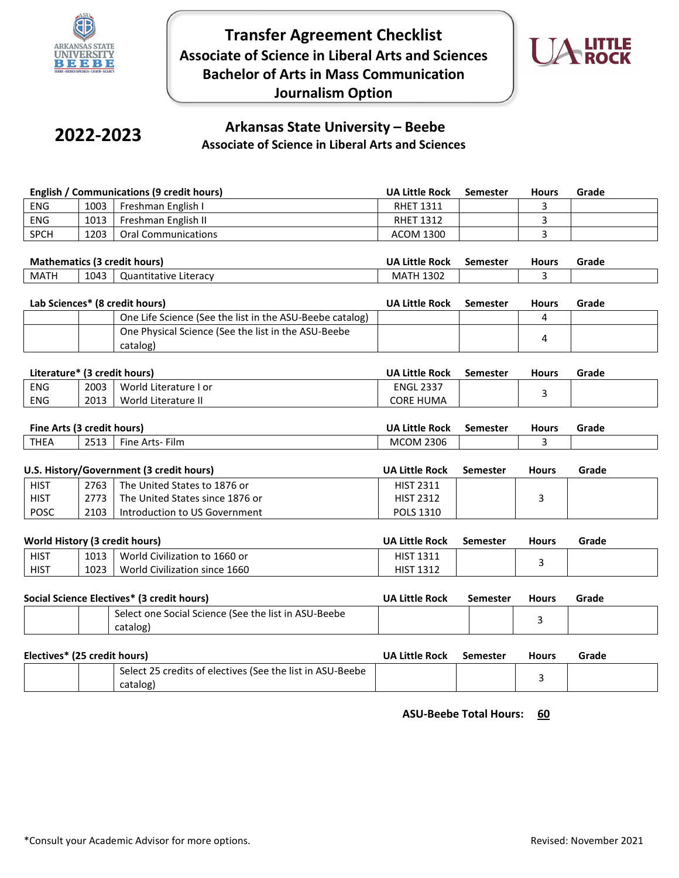# Transfer Agreement Checklist

## Associate of Science in Liberal Arts and Sciences
## Bachelor of Arts in Mass Communication
## Journalism Option

**2022-2023**

## Arkansas State University – Beebe
### Associate of Science in Liberal Arts and Sciences

| English / Communications (9 credit hours) | | | UA Little Rock | Semester | Hours | Grade |
|---|---|---|---|---|---|---|
| ENG | 1003 | Freshman English I | RHET 1311 | | 3 | |
| ENG | 1013 | Freshman English II | RHET 1312 | | 3 | |
| SPCH | 1203 | Oral Communications | ACOM 1300 | | 3 | |

| Mathematics (3 credit hours) | | | UA Little Rock | Semester | Hours | Grade |
|---|---|---|---|---|---|---|
| MATH | 1043 | Quantitative Literacy | MATH 1302 | | 3 | |

| Lab Sciences* (8 credit hours) | | | UA Little Rock | Semester | Hours | Grade |
|---|---|---|---|---|---|---|
| | | One Life Science (See the list in the ASU-Beebe catalog) | | | 4 | |
| | | One Physical Science (See the list in the ASU-Beebe catalog) | | | 4 | |

| Literature* (3 credit hours) | | | UA Little Rock | Semester | Hours | Grade |
|---|---|---|---|---|---|---|
| ENG<br>ENG | 2003<br>2013 | World Literature I or<br>World Literature II | ENGL 2337<br>CORE HUMA | | 3 | |

| Fine Arts (3 credit hours) | | | UA Little Rock | Semester | Hours | Grade |
|---|---|---|---|---|---|---|
| THEA | 2513 | Fine Arts- Film | MCOM 2306 | | 3 | |

| U.S. History/Government (3 credit hours) | | | UA Little Rock | Semester | Hours | Grade |
|---|---|---|---|---|---|---|
| HIST<br>HIST<br>POSC | 2763<br>2773<br>2103 | The United States to 1876 or<br>The United States since 1876 or<br>Introduction to US Government | HIST 2311<br>HIST 2312<br>POLS 1310 | | 3 | |

| World History (3 credit hours) | | | UA Little Rock | Semester | Hours | Grade |
|---|---|---|---|---|---|---|
| HIST<br>HIST | 1013<br>1023 | World Civilization to 1660 or<br>World Civilization since 1660 | HIST 1311<br>HIST 1312 | | 3 | |

| Social Science Electives* (3 credit hours) | | | UA Little Rock | Semester | Hours | Grade |
|---|---|---|---|---|---|---|
| | | Select one Social Science (See the list in ASU-Beebe catalog) | | | 3 | |

| Electives* (25 credit hours) | | | UA Little Rock | Semester | Hours | Grade |
|---|---|---|---|---|---|---|
| | | Select 25 credits of electives (See the list in ASU-Beebe catalog) | | | 3 | |

**ASU-Beebe Total Hours: 60**

*Consult your Academic Advisor for more options.

Revised: November 2021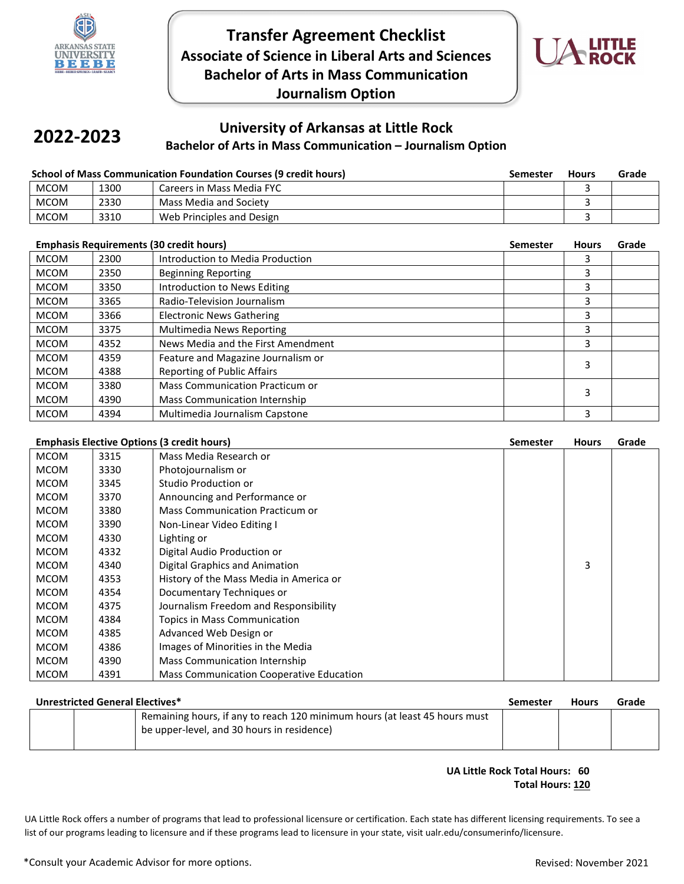# Transfer Agreement Checklist
## Associate of Science in Liberal Arts and Sciences
## Bachelor of Arts in Mass Communication
## Journalism Option

**2022-2023**

## University of Arkansas at Little Rock
### Bachelor of Arts in Mass Communication – Journalism Option

**School of Mass Communication Foundation Courses (9 credit hours)**

| | | | Semester | Hours | Grade |
|---|---|---|---|---|---|
| MCOM | 1300 | Careers in Mass Media FYC | | 3 | |
| MCOM | 2330 | Mass Media and Society | | 3 | |
| MCOM | 3310 | Web Principles and Design | | 3 | |

**Emphasis Requirements (30 credit hours)**

| | | | Semester | Hours | Grade |
|---|---|---|---|---|---|
| MCOM | 2300 | Introduction to Media Production | | 3 | |
| MCOM | 2350 | Beginning Reporting | | 3 | |
| MCOM | 3350 | Introduction to News Editing | | 3 | |
| MCOM | 3365 | Radio-Television Journalism | | 3 | |
| MCOM | 3366 | Electronic News Gathering | | 3 | |
| MCOM | 3375 | Multimedia News Reporting | | 3 | |
| MCOM | 4352 | News Media and the First Amendment | | 3 | |
| MCOM<br>MCOM | 4359<br>4388 | Feature and Magazine Journalism or<br>Reporting of Public Affairs | | 3 | |
| MCOM<br>MCOM | 3380<br>4390 | Mass Communication Practicum or<br>Mass Communication Internship | | 3 | |
| MCOM | 4394 | Multimedia Journalism Capstone | | 3 | |

**Emphasis Elective Options (3 credit hours)**

| | | | Semester | Hours | Grade |
|---|---|---|---|---|---|
| MCOM | 3315 | Mass Media Research or | | | |
| MCOM | 3330 | Photojournalism or | | | |
| MCOM | 3345 | Studio Production or | | | |
| MCOM | 3370 | Announcing and Performance or | | | |
| MCOM | 3380 | Mass Communication Practicum or | | | |
| MCOM | 3390 | Non-Linear Video Editing I | | | |
| MCOM | 4330 | Lighting or | | | |
| MCOM | 4332 | Digital Audio Production or | | | |
| MCOM | 4340 | Digital Graphics and Animation | | 3 | |
| MCOM | 4353 | History of the Mass Media in America or | | | |
| MCOM | 4354 | Documentary Techniques or | | | |
| MCOM | 4375 | Journalism Freedom and Responsibility | | | |
| MCOM | 4384 | Topics in Mass Communication | | | |
| MCOM | 4385 | Advanced Web Design or | | | |
| MCOM | 4386 | Images of Minorities in the Media | | | |
| MCOM | 4390 | Mass Communication Internship | | | |
| MCOM | 4391 | Mass Communication Cooperative Education | | | |

**Unrestricted General Electives***

| | | | Semester | Hours | Grade |
|---|---|---|---|---|---|
| | | Remaining hours, if any to reach 120 minimum hours (at least 45 hours must be upper-level, and 30 hours in residence) | | | |

**UA Little Rock Total Hours: 60**
**Total Hours: 120**

UA Little Rock offers a number of programs that lead to professional licensure or certification. Each state has different licensing requirements. To see a list of our programs leading to licensure and if these programs lead to licensure in your state, visit ualr.edu/consumerinfo/licensure.

*Consult your Academic Advisor for more options.

Revised: November 2021